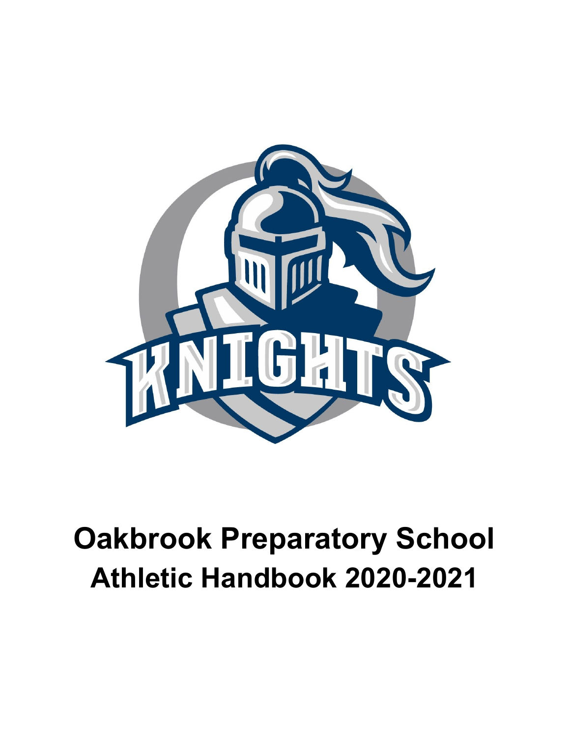# Oakbrook Preparatory School
## Athletic Handbook 2020-2021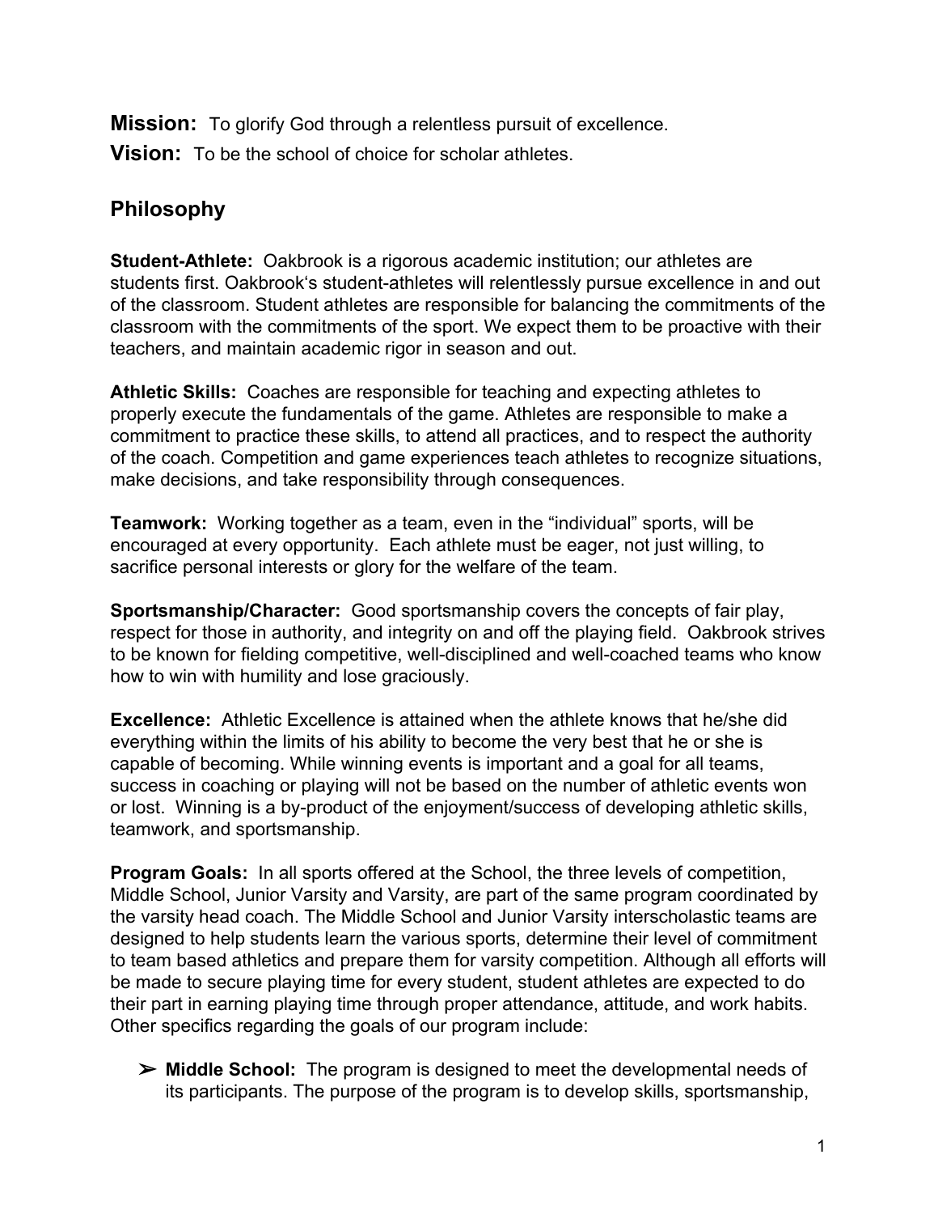**Mission:** To glorify God through a relentless pursuit of excellence.

**Vision:** To be the school of choice for scholar athletes.

## Philosophy

**Student-Athlete:** Oakbrook is a rigorous academic institution; our athletes are students first. Oakbrook's student-athletes will relentlessly pursue excellence in and out of the classroom. Student athletes are responsible for balancing the commitments of the classroom with the commitments of the sport. We expect them to be proactive with their teachers, and maintain academic rigor in season and out.

**Athletic Skills:** Coaches are responsible for teaching and expecting athletes to properly execute the fundamentals of the game. Athletes are responsible to make a commitment to practice these skills, to attend all practices, and to respect the authority of the coach. Competition and game experiences teach athletes to recognize situations, make decisions, and take responsibility through consequences.

**Teamwork:** Working together as a team, even in the "individual" sports, will be encouraged at every opportunity. Each athlete must be eager, not just willing, to sacrifice personal interests or glory for the welfare of the team.

**Sportsmanship/Character:** Good sportsmanship covers the concepts of fair play, respect for those in authority, and integrity on and off the playing field. Oakbrook strives to be known for fielding competitive, well-disciplined and well-coached teams who know how to win with humility and lose graciously.

**Excellence:** Athletic Excellence is attained when the athlete knows that he/she did everything within the limits of his ability to become the very best that he or she is capable of becoming. While winning events is important and a goal for all teams, success in coaching or playing will not be based on the number of athletic events won or lost. Winning is a by-product of the enjoyment/success of developing athletic skills, teamwork, and sportsmanship.

**Program Goals:** In all sports offered at the School, the three levels of competition, Middle School, Junior Varsity and Varsity, are part of the same program coordinated by the varsity head coach. The Middle School and Junior Varsity interscholastic teams are designed to help students learn the various sports, determine their level of commitment to team based athletics and prepare them for varsity competition. Although all efforts will be made to secure playing time for every student, student athletes are expected to do their part in earning playing time through proper attendance, attitude, and work habits. Other specifics regarding the goals of our program include:

- **Middle School:** The program is designed to meet the developmental needs of its participants. The purpose of the program is to develop skills, sportsmanship,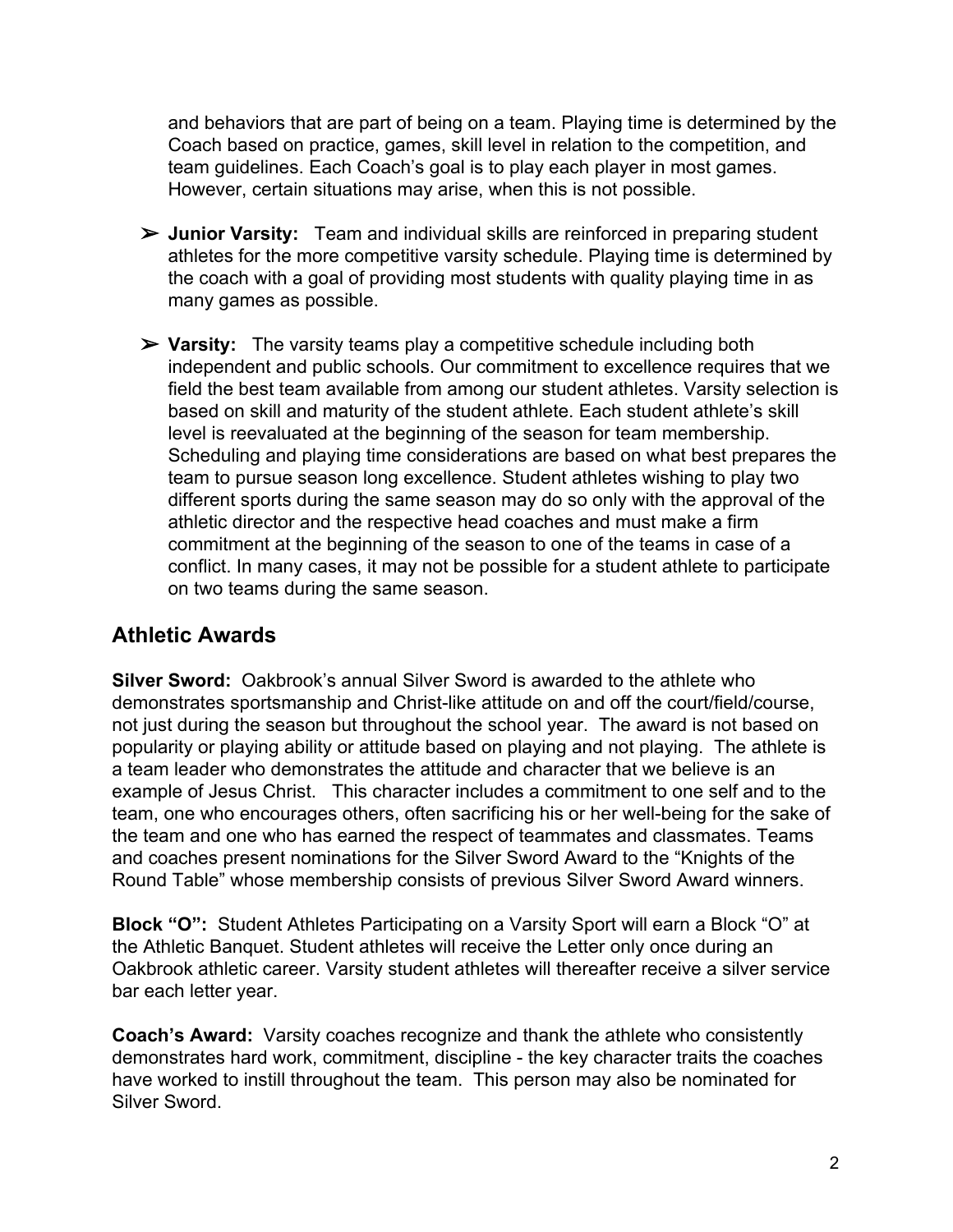and behaviors that are part of being on a team. Playing time is determined by the Coach based on practice, games, skill level in relation to the competition, and team guidelines. Each Coach's goal is to play each player in most games. However, certain situations may arise, when this is not possible.

- **Junior Varsity:** Team and individual skills are reinforced in preparing student athletes for the more competitive varsity schedule. Playing time is determined by the coach with a goal of providing most students with quality playing time in as many games as possible.

- **Varsity:** The varsity teams play a competitive schedule including both independent and public schools. Our commitment to excellence requires that we field the best team available from among our student athletes. Varsity selection is based on skill and maturity of the student athlete. Each student athlete's skill level is reevaluated at the beginning of the season for team membership. Scheduling and playing time considerations are based on what best prepares the team to pursue season long excellence. Student athletes wishing to play two different sports during the same season may do so only with the approval of the athletic director and the respective head coaches and must make a firm commitment at the beginning of the season to one of the teams in case of a conflict. In many cases, it may not be possible for a student athlete to participate on two teams during the same season.

## Athletic Awards

**Silver Sword:** Oakbrook's annual Silver Sword is awarded to the athlete who demonstrates sportsmanship and Christ-like attitude on and off the court/field/course, not just during the season but throughout the school year. The award is not based on popularity or playing ability or attitude based on playing and not playing. The athlete is a team leader who demonstrates the attitude and character that we believe is an example of Jesus Christ. This character includes a commitment to one self and to the team, one who encourages others, often sacrificing his or her well-being for the sake of the team and one who has earned the respect of teammates and classmates. Teams and coaches present nominations for the Silver Sword Award to the "Knights of the Round Table" whose membership consists of previous Silver Sword Award winners.

**Block "O":** Student Athletes Participating on a Varsity Sport will earn a Block "O" at the Athletic Banquet. Student athletes will receive the Letter only once during an Oakbrook athletic career. Varsity student athletes will thereafter receive a silver service bar each letter year.

**Coach's Award:** Varsity coaches recognize and thank the athlete who consistently demonstrates hard work, commitment, discipline - the key character traits the coaches have worked to instill throughout the team. This person may also be nominated for Silver Sword.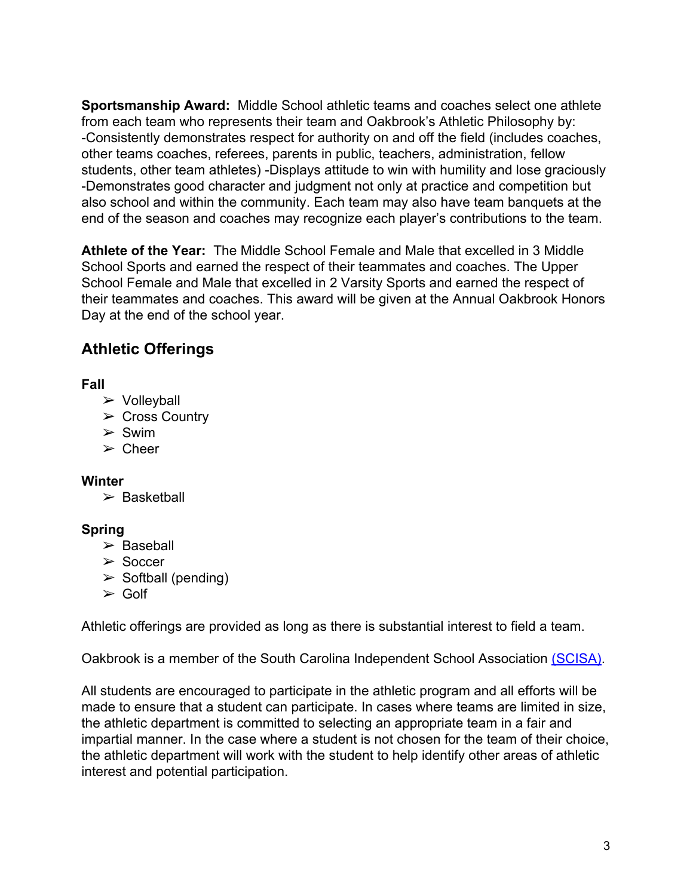**Sportsmanship Award:** Middle School athletic teams and coaches select one athlete from each team who represents their team and Oakbrook's Athletic Philosophy by: -Consistently demonstrates respect for authority on and off the field (includes coaches, other teams coaches, referees, parents in public, teachers, administration, fellow students, other team athletes) -Displays attitude to win with humility and lose graciously -Demonstrates good character and judgment not only at practice and competition but also school and within the community. Each team may also have team banquets at the end of the season and coaches may recognize each player's contributions to the team.

**Athlete of the Year:** The Middle School Female and Male that excelled in 3 Middle School Sports and earned the respect of their teammates and coaches. The Upper School Female and Male that excelled in 2 Varsity Sports and earned the respect of their teammates and coaches. This award will be given at the Annual Oakbrook Honors Day at the end of the school year.

## Athletic Offerings

**Fall**

- Volleyball
- Cross Country
- Swim
- Cheer

**Winter**

- Basketball

**Spring**

- Baseball
- Soccer
- Softball (pending)
- Golf

Athletic offerings are provided as long as there is substantial interest to field a team.

Oakbrook is a member of the South Carolina Independent School Association (SCISA).

All students are encouraged to participate in the athletic program and all efforts will be made to ensure that a student can participate. In cases where teams are limited in size, the athletic department is committed to selecting an appropriate team in a fair and impartial manner. In the case where a student is not chosen for the team of their choice, the athletic department will work with the student to help identify other areas of athletic interest and potential participation.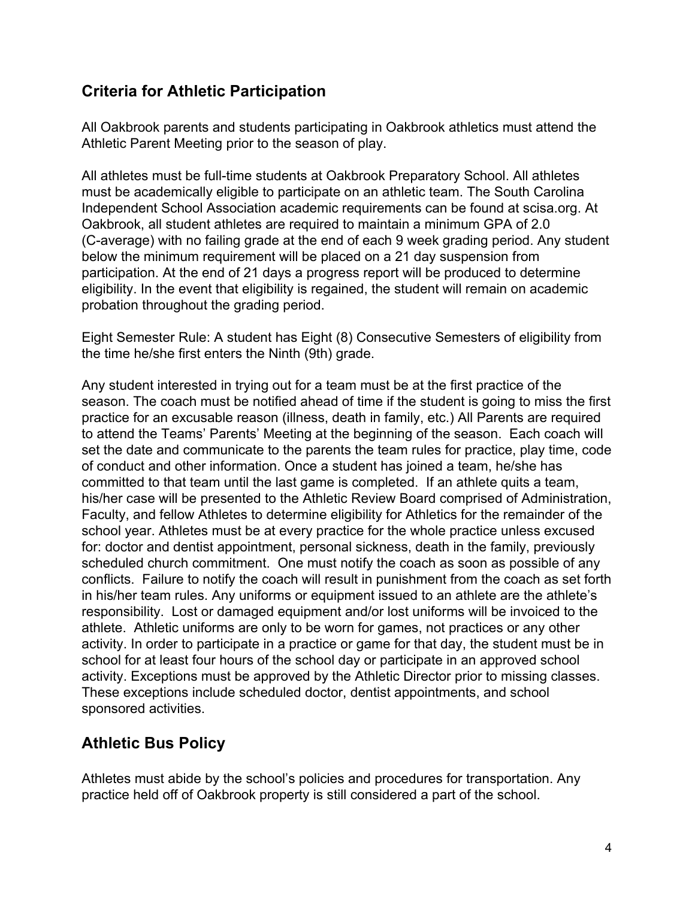## Criteria for Athletic Participation

All Oakbrook parents and students participating in Oakbrook athletics must attend the Athletic Parent Meeting prior to the season of play.

All athletes must be full-time students at Oakbrook Preparatory School. All athletes must be academically eligible to participate on an athletic team. The South Carolina Independent School Association academic requirements can be found at scisa.org. At Oakbrook, all student athletes are required to maintain a minimum GPA of 2.0 (C-average) with no failing grade at the end of each 9 week grading period. Any student below the minimum requirement will be placed on a 21 day suspension from participation. At the end of 21 days a progress report will be produced to determine eligibility. In the event that eligibility is regained, the student will remain on academic probation throughout the grading period.

Eight Semester Rule: A student has Eight (8) Consecutive Semesters of eligibility from the time he/she first enters the Ninth (9th) grade.

Any student interested in trying out for a team must be at the first practice of the season. The coach must be notified ahead of time if the student is going to miss the first practice for an excusable reason (illness, death in family, etc.) All Parents are required to attend the Teams' Parents' Meeting at the beginning of the season. Each coach will set the date and communicate to the parents the team rules for practice, play time, code of conduct and other information. Once a student has joined a team, he/she has committed to that team until the last game is completed. If an athlete quits a team, his/her case will be presented to the Athletic Review Board comprised of Administration, Faculty, and fellow Athletes to determine eligibility for Athletics for the remainder of the school year. Athletes must be at every practice for the whole practice unless excused for: doctor and dentist appointment, personal sickness, death in the family, previously scheduled church commitment. One must notify the coach as soon as possible of any conflicts. Failure to notify the coach will result in punishment from the coach as set forth in his/her team rules. Any uniforms or equipment issued to an athlete are the athlete's responsibility. Lost or damaged equipment and/or lost uniforms will be invoiced to the athlete. Athletic uniforms are only to be worn for games, not practices or any other activity. In order to participate in a practice or game for that day, the student must be in school for at least four hours of the school day or participate in an approved school activity. Exceptions must be approved by the Athletic Director prior to missing classes. These exceptions include scheduled doctor, dentist appointments, and school sponsored activities.

## Athletic Bus Policy

Athletes must abide by the school's policies and procedures for transportation. Any practice held off of Oakbrook property is still considered a part of the school.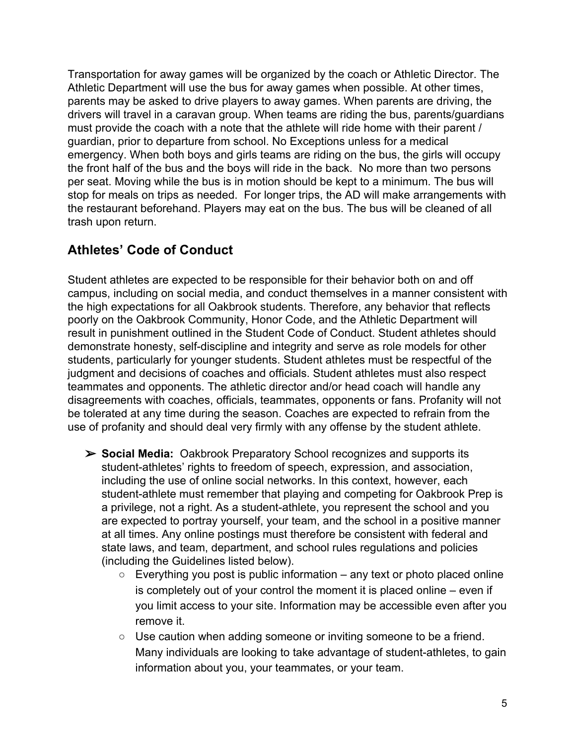Transportation for away games will be organized by the coach or Athletic Director. The Athletic Department will use the bus for away games when possible. At other times, parents may be asked to drive players to away games. When parents are driving, the drivers will travel in a caravan group. When teams are riding the bus, parents/guardians must provide the coach with a note that the athlete will ride home with their parent / guardian, prior to departure from school. No Exceptions unless for a medical emergency. When both boys and girls teams are riding on the bus, the girls will occupy the front half of the bus and the boys will ride in the back. No more than two persons per seat. Moving while the bus is in motion should be kept to a minimum. The bus will stop for meals on trips as needed. For longer trips, the AD will make arrangements with the restaurant beforehand. Players may eat on the bus. The bus will be cleaned of all trash upon return.

## Athletes' Code of Conduct

Student athletes are expected to be responsible for their behavior both on and off campus, including on social media, and conduct themselves in a manner consistent with the high expectations for all Oakbrook students. Therefore, any behavior that reflects poorly on the Oakbrook Community, Honor Code, and the Athletic Department will result in punishment outlined in the Student Code of Conduct. Student athletes should demonstrate honesty, self-discipline and integrity and serve as role models for other students, particularly for younger students. Student athletes must be respectful of the judgment and decisions of coaches and officials. Student athletes must also respect teammates and opponents. The athletic director and/or head coach will handle any disagreements with coaches, officials, teammates, opponents or fans. Profanity will not be tolerated at any time during the season. Coaches are expected to refrain from the use of profanity and should deal very firmly with any offense by the student athlete.

- **Social Media:** Oakbrook Preparatory School recognizes and supports its student-athletes' rights to freedom of speech, expression, and association, including the use of online social networks. In this context, however, each student-athlete must remember that playing and competing for Oakbrook Prep is a privilege, not a right. As a student-athlete, you represent the school and you are expected to portray yourself, your team, and the school in a positive manner at all times. Any online postings must therefore be consistent with federal and state laws, and team, department, and school rules regulations and policies (including the Guidelines listed below).
  - Everything you post is public information – any text or photo placed online is completely out of your control the moment it is placed online – even if you limit access to your site. Information may be accessible even after you remove it.
  - Use caution when adding someone or inviting someone to be a friend. Many individuals are looking to take advantage of student-athletes, to gain information about you, your teammates, or your team.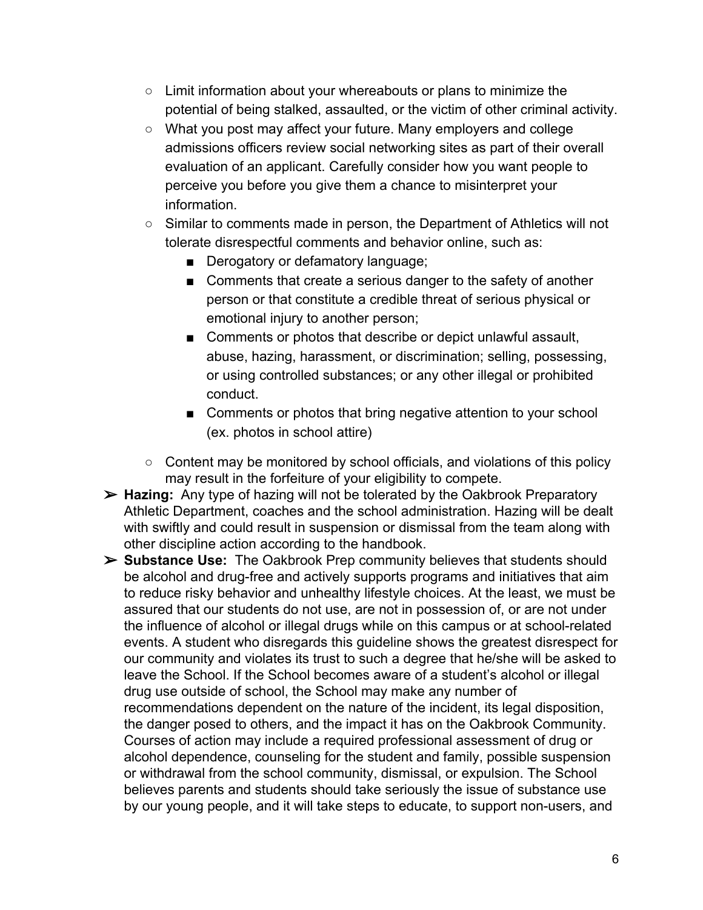- Limit information about your whereabouts or plans to minimize the potential of being stalked, assaulted, or the victim of other criminal activity.
  - What you post may affect your future. Many employers and college admissions officers review social networking sites as part of their overall evaluation of an applicant. Carefully consider how you want people to perceive you before you give them a chance to misinterpret your information.
  - Similar to comments made in person, the Department of Athletics will not tolerate disrespectful comments and behavior online, such as:
    - Derogatory or defamatory language;
    - Comments that create a serious danger to the safety of another person or that constitute a credible threat of serious physical or emotional injury to another person;
    - Comments or photos that describe or depict unlawful assault, abuse, hazing, harassment, or discrimination; selling, possessing, or using controlled substances; or any other illegal or prohibited conduct.
    - Comments or photos that bring negative attention to your school (ex. photos in school attire)
  - Content may be monitored by school officials, and violations of this policy may result in the forfeiture of your eligibility to compete.

- **Hazing:** Any type of hazing will not be tolerated by the Oakbrook Preparatory Athletic Department, coaches and the school administration. Hazing will be dealt with swiftly and could result in suspension or dismissal from the team along with other discipline action according to the handbook.
- **Substance Use:** The Oakbrook Prep community believes that students should be alcohol and drug-free and actively supports programs and initiatives that aim to reduce risky behavior and unhealthy lifestyle choices. At the least, we must be assured that our students do not use, are not in possession of, or are not under the influence of alcohol or illegal drugs while on this campus or at school-related events. A student who disregards this guideline shows the greatest disrespect for our community and violates its trust to such a degree that he/she will be asked to leave the School. If the School becomes aware of a student's alcohol or illegal drug use outside of school, the School may make any number of recommendations dependent on the nature of the incident, its legal disposition, the danger posed to others, and the impact it has on the Oakbrook Community. Courses of action may include a required professional assessment of drug or alcohol dependence, counseling for the student and family, possible suspension or withdrawal from the school community, dismissal, or expulsion. The School believes parents and students should take seriously the issue of substance use by our young people, and it will take steps to educate, to support non-users, and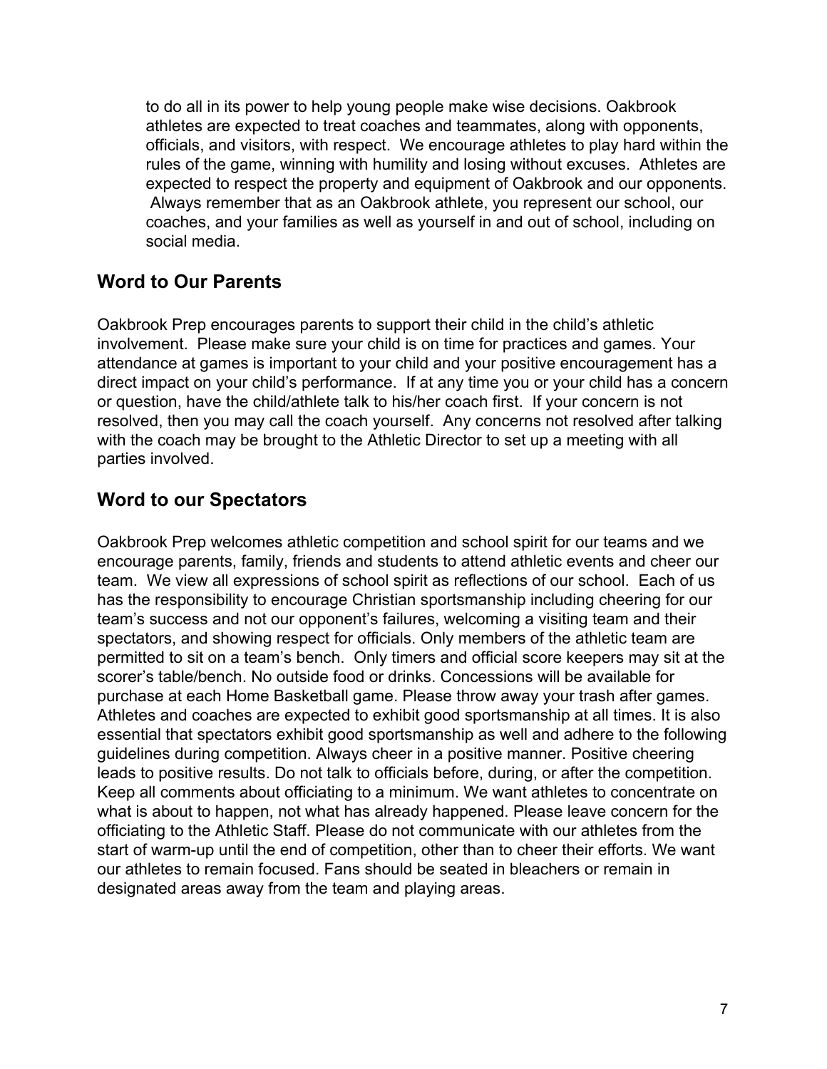to do all in its power to help young people make wise decisions. Oakbrook athletes are expected to treat coaches and teammates, along with opponents, officials, and visitors, with respect. We encourage athletes to play hard within the rules of the game, winning with humility and losing without excuses. Athletes are expected to respect the property and equipment of Oakbrook and our opponents. Always remember that as an Oakbrook athlete, you represent our school, our coaches, and your families as well as yourself in and out of school, including on social media.

## Word to Our Parents

Oakbrook Prep encourages parents to support their child in the child's athletic involvement. Please make sure your child is on time for practices and games. Your attendance at games is important to your child and your positive encouragement has a direct impact on your child's performance. If at any time you or your child has a concern or question, have the child/athlete talk to his/her coach first. If your concern is not resolved, then you may call the coach yourself. Any concerns not resolved after talking with the coach may be brought to the Athletic Director to set up a meeting with all parties involved.

## Word to our Spectators

Oakbrook Prep welcomes athletic competition and school spirit for our teams and we encourage parents, family, friends and students to attend athletic events and cheer our team. We view all expressions of school spirit as reflections of our school. Each of us has the responsibility to encourage Christian sportsmanship including cheering for our team's success and not our opponent's failures, welcoming a visiting team and their spectators, and showing respect for officials. Only members of the athletic team are permitted to sit on a team's bench. Only timers and official score keepers may sit at the scorer's table/bench. No outside food or drinks. Concessions will be available for purchase at each Home Basketball game. Please throw away your trash after games. Athletes and coaches are expected to exhibit good sportsmanship at all times. It is also essential that spectators exhibit good sportsmanship as well and adhere to the following guidelines during competition. Always cheer in a positive manner. Positive cheering leads to positive results. Do not talk to officials before, during, or after the competition. Keep all comments about officiating to a minimum. We want athletes to concentrate on what is about to happen, not what has already happened. Please leave concern for the officiating to the Athletic Staff. Please do not communicate with our athletes from the start of warm-up until the end of competition, other than to cheer their efforts. We want our athletes to remain focused. Fans should be seated in bleachers or remain in designated areas away from the team and playing areas.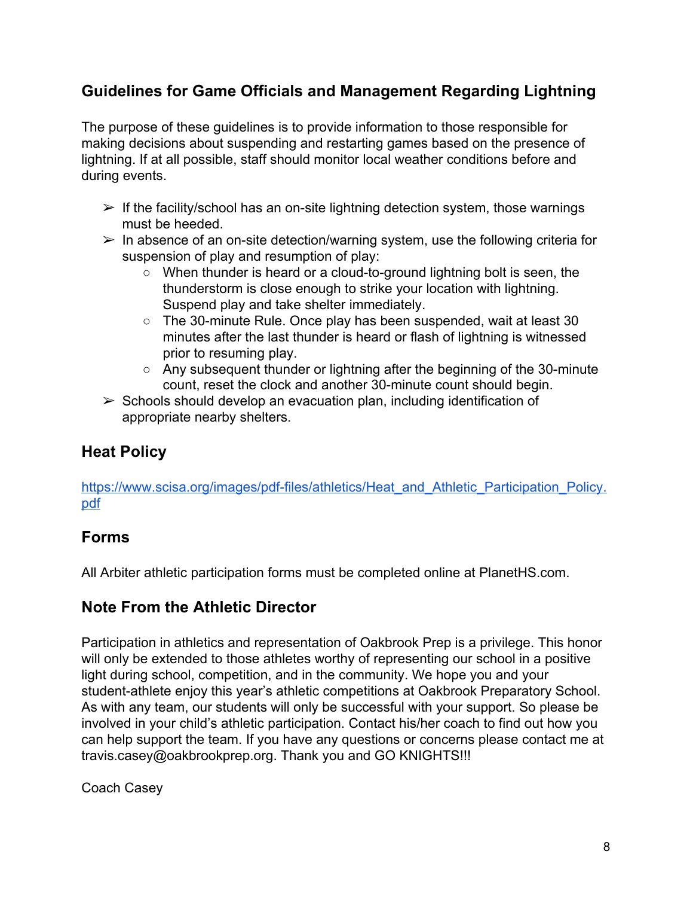## Guidelines for Game Officials and Management Regarding Lightning

The purpose of these guidelines is to provide information to those responsible for making decisions about suspending and restarting games based on the presence of lightning. If at all possible, staff should monitor local weather conditions before and during events.

- If the facility/school has an on-site lightning detection system, those warnings must be heeded.
- In absence of an on-site detection/warning system, use the following criteria for suspension of play and resumption of play:
  - When thunder is heard or a cloud-to-ground lightning bolt is seen, the thunderstorm is close enough to strike your location with lightning. Suspend play and take shelter immediately.
  - The 30-minute Rule. Once play has been suspended, wait at least 30 minutes after the last thunder is heard or flash of lightning is witnessed prior to resuming play.
  - Any subsequent thunder or lightning after the beginning of the 30-minute count, reset the clock and another 30-minute count should begin.
- Schools should develop an evacuation plan, including identification of appropriate nearby shelters.

## Heat Policy

https://www.scisa.org/images/pdf-files/athletics/Heat_and_Athletic_Participation_Policy.pdf

## Forms

All Arbiter athletic participation forms must be completed online at PlanetHS.com.

## Note From the Athletic Director

Participation in athletics and representation of Oakbrook Prep is a privilege. This honor will only be extended to those athletes worthy of representing our school in a positive light during school, competition, and in the community. We hope you and your student-athlete enjoy this year's athletic competitions at Oakbrook Preparatory School. As with any team, our students will only be successful with your support. So please be involved in your child's athletic participation. Contact his/her coach to find out how you can help support the team. If you have any questions or concerns please contact me at travis.casey@oakbrookprep.org. Thank you and GO KNIGHTS!!!

Coach Casey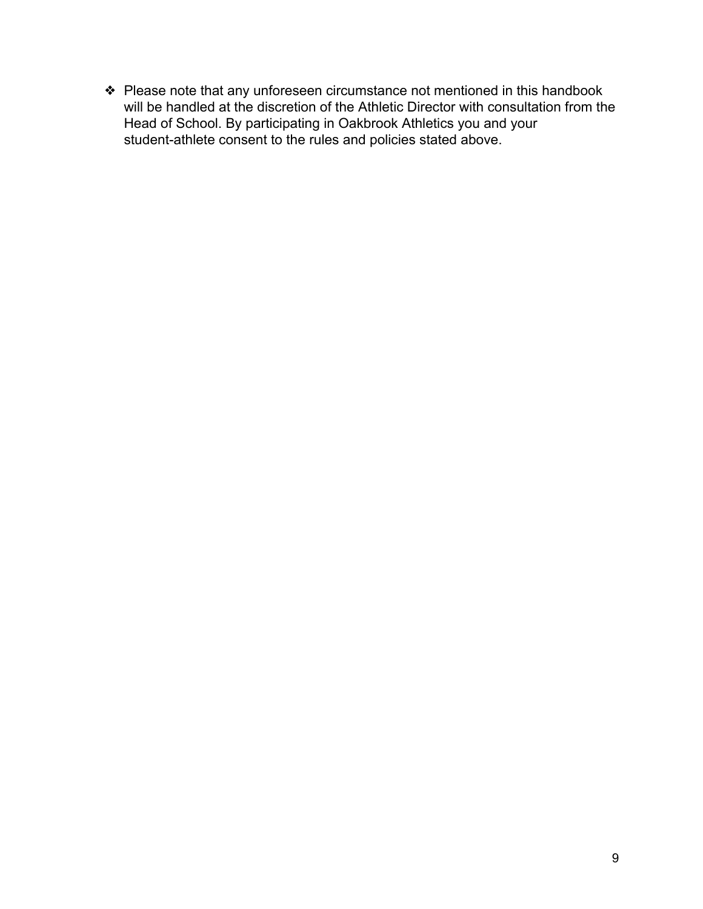- Please note that any unforeseen circumstance not mentioned in this handbook will be handled at the discretion of the Athletic Director with consultation from the Head of School. By participating in Oakbrook Athletics you and your student-athlete consent to the rules and policies stated above.